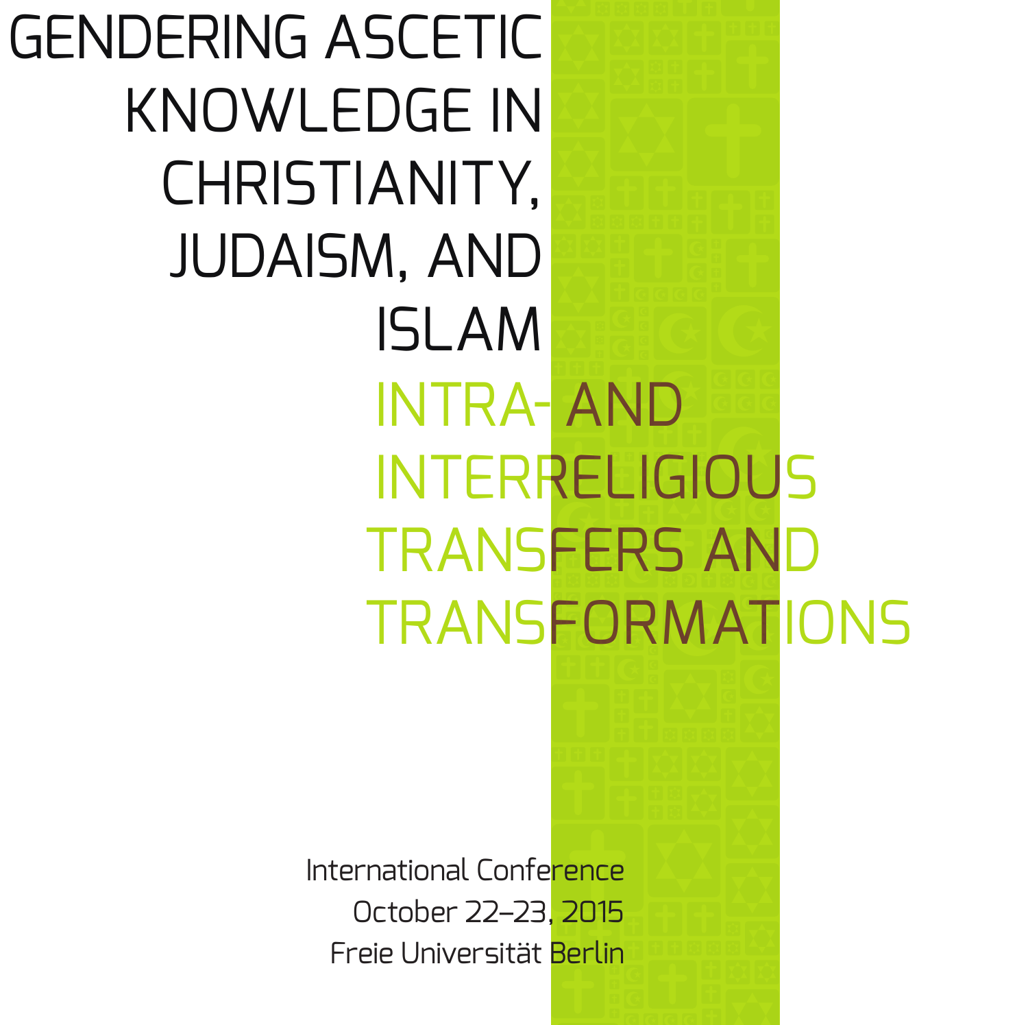# GENDERING ASCETIC KNOWLEDGE IN CHRISTIANITY, JUDAISM, AND ISLAM

## INTRA- AND INTERRELIGIOUS TRANSFERS AND TRANSFORMATIONS

International Conference
October 22–23, 2015
Freie Universität Berlin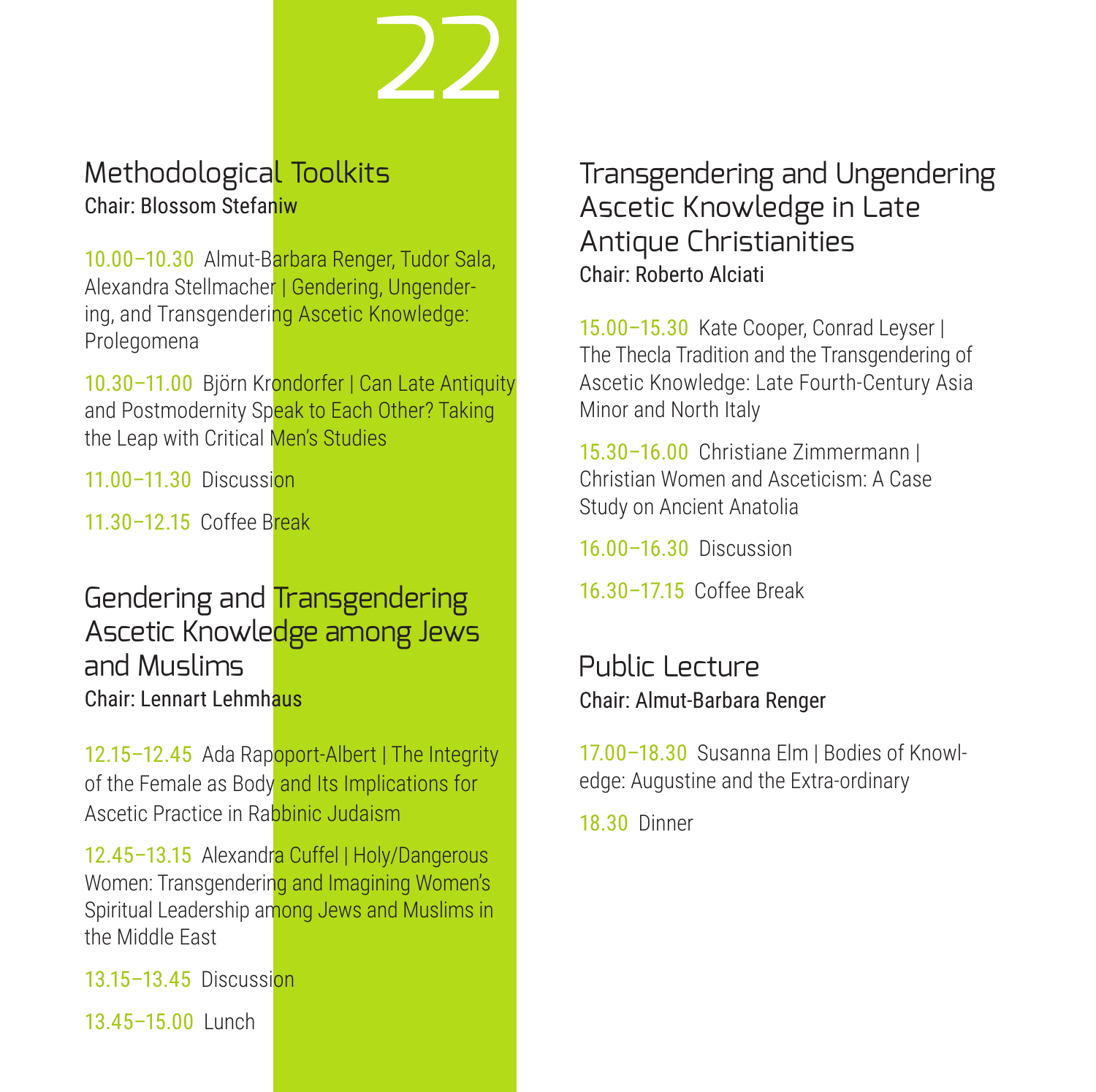# 22

## Methodological Toolkits

**Chair: Blossom Stefaniw**

10.00–10.30 Almut-Barbara Renger, Tudor Sala, Alexandra Stellmacher | Gendering, Ungendering, and Transgendering Ascetic Knowledge: Prolegomena

10.30–11.00 Björn Krondorfer | Can Late Antiquity and Postmodernity Speak to Each Other? Taking the Leap with Critical Men's Studies

11.00–11.30 Discussion

11.30–12.15 Coffee Break

## Gendering and Transgendering Ascetic Knowledge among Jews and Muslims

**Chair: Lennart Lehmhaus**

12.15–12.45 Ada Rapoport-Albert | The Integrity of the Female as Body and Its Implications for Ascetic Practice in Rabbinic Judaism

12.45–13.15 Alexandra Cuffel | Holy/Dangerous Women: Transgendering and Imagining Women's Spiritual Leadership among Jews and Muslims in the Middle East

13.15–13.45 Discussion

13.45–15.00 Lunch

## Transgendering and Ungendering Ascetic Knowledge in Late Antique Christianities

**Chair: Roberto Alciati**

15.00–15.30 Kate Cooper, Conrad Leyser | The Thecla Tradition and the Transgendering of Ascetic Knowledge: Late Fourth-Century Asia Minor and North Italy

15.30–16.00 Christiane Zimmermann | Christian Women and Asceticism: A Case Study on Ancient Anatolia

16.00–16.30 Discussion

16.30–17.15 Coffee Break

## Public Lecture

**Chair: Almut-Barbara Renger**

17.00–18.30 Susanna Elm | Bodies of Knowledge: Augustine and the Extra-ordinary

18.30 Dinner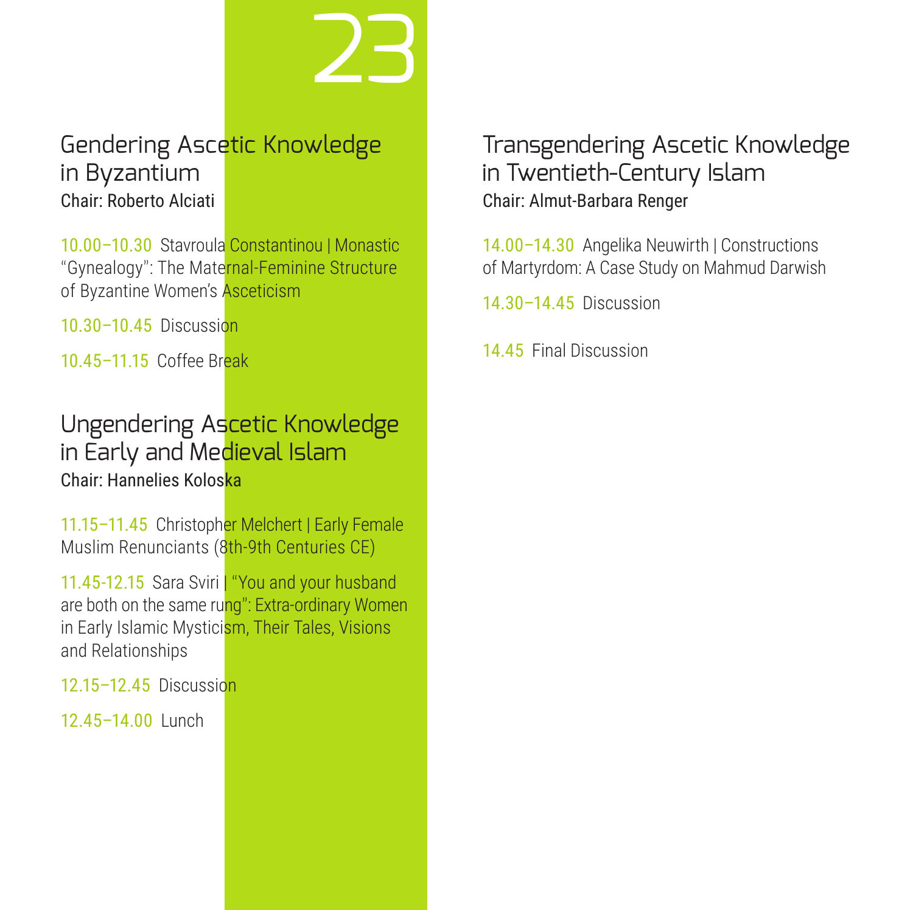# 23

## Gendering Ascetic Knowledge in Byzantium

Chair: Roberto Alciati

10.00–10.30 Stavroula Constantinou | Monastic "Gynealogy": The Maternal-Feminine Structure of Byzantine Women's Asceticism

10.30–10.45 Discussion

10.45–11.15 Coffee Break

## Ungendering Ascetic Knowledge in Early and Medieval Islam

Chair: Hannelies Koloska

11.15–11.45 Christopher Melchert | Early Female Muslim Renunciants (8th-9th Centuries CE)

11.45-12.15 Sara Sviri | "You and your husband are both on the same rung": Extra-ordinary Women in Early Islamic Mysticism, Their Tales, Visions and Relationships

12.15–12.45 Discussion

12.45–14.00 Lunch

## Transgendering Ascetic Knowledge in Twentieth-Century Islam

Chair: Almut-Barbara Renger

14.00–14.30 Angelika Neuwirth | Constructions of Martyrdom: A Case Study on Mahmud Darwish

14.30–14.45 Discussion

14.45 Final Discussion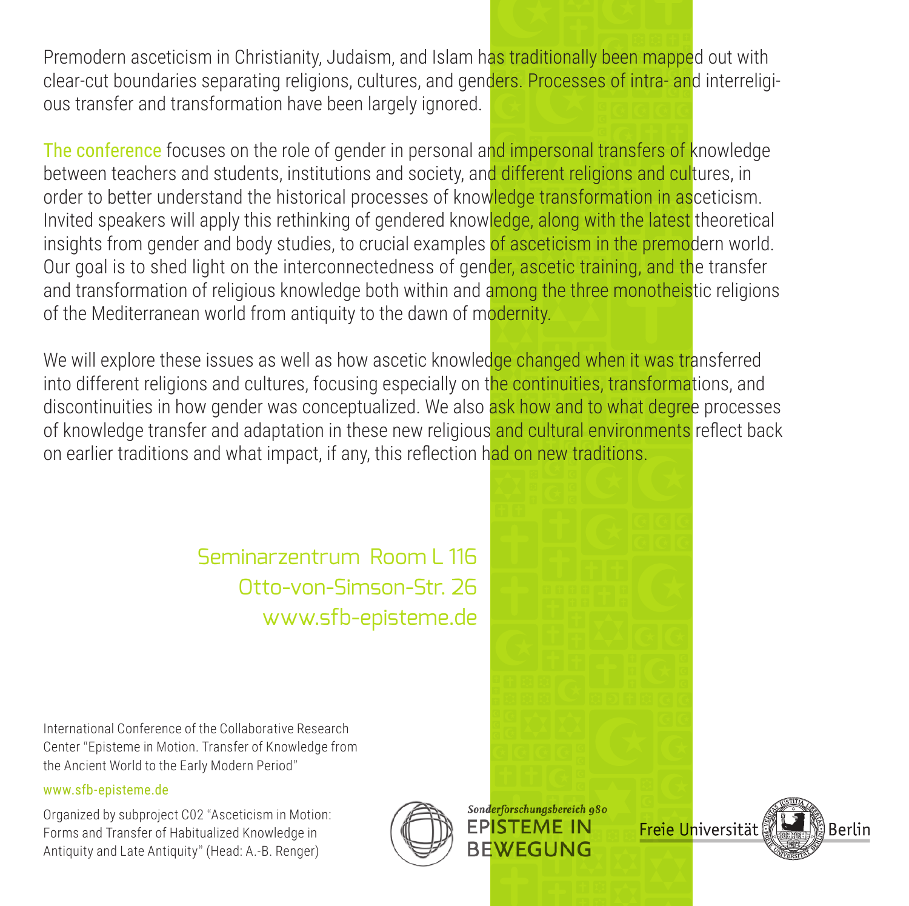Premodern asceticism in Christianity, Judaism, and Islam has traditionally been mapped out with clear-cut boundaries separating religions, cultures, and genders. Processes of intra- and interreligious transfer and transformation have been largely ignored.

The conference focuses on the role of gender in personal and impersonal transfers of knowledge between teachers and students, institutions and society, and different religions and cultures, in order to better understand the historical processes of knowledge transformation in asceticism. Invited speakers will apply this rethinking of gendered knowledge, along with the latest theoretical insights from gender and body studies, to crucial examples of asceticism in the premodern world. Our goal is to shed light on the interconnectedness of gender, ascetic training, and the transfer and transformation of religious knowledge both within and among the three monotheistic religions of the Mediterranean world from antiquity to the dawn of modernity.

We will explore these issues as well as how ascetic knowledge changed when it was transferred into different religions and cultures, focusing especially on the continuities, transformations, and discontinuities in how gender was conceptualized. We also ask how and to what degree processes of knowledge transfer and adaptation in these new religious and cultural environments reflect back on earlier traditions and what impact, if any, this reflection had on new traditions.

Seminarzentrum Room L 116
Otto-von-Simson-Str. 26
www.sfb-episteme.de

International Conference of the Collaborative Research Center "Episteme in Motion. Transfer of Knowledge from the Ancient World to the Early Modern Period"

www.sfb-episteme.de

Organized by subproject C02 "Asceticism in Motion: Forms and Transfer of Habitualized Knowledge in Antiquity and Late Antiquity" (Head: A.-B. Renger)

*Sonderforschungsbereich 980*
EPISTEME IN BEWEGUNG

Freie Universität Berlin